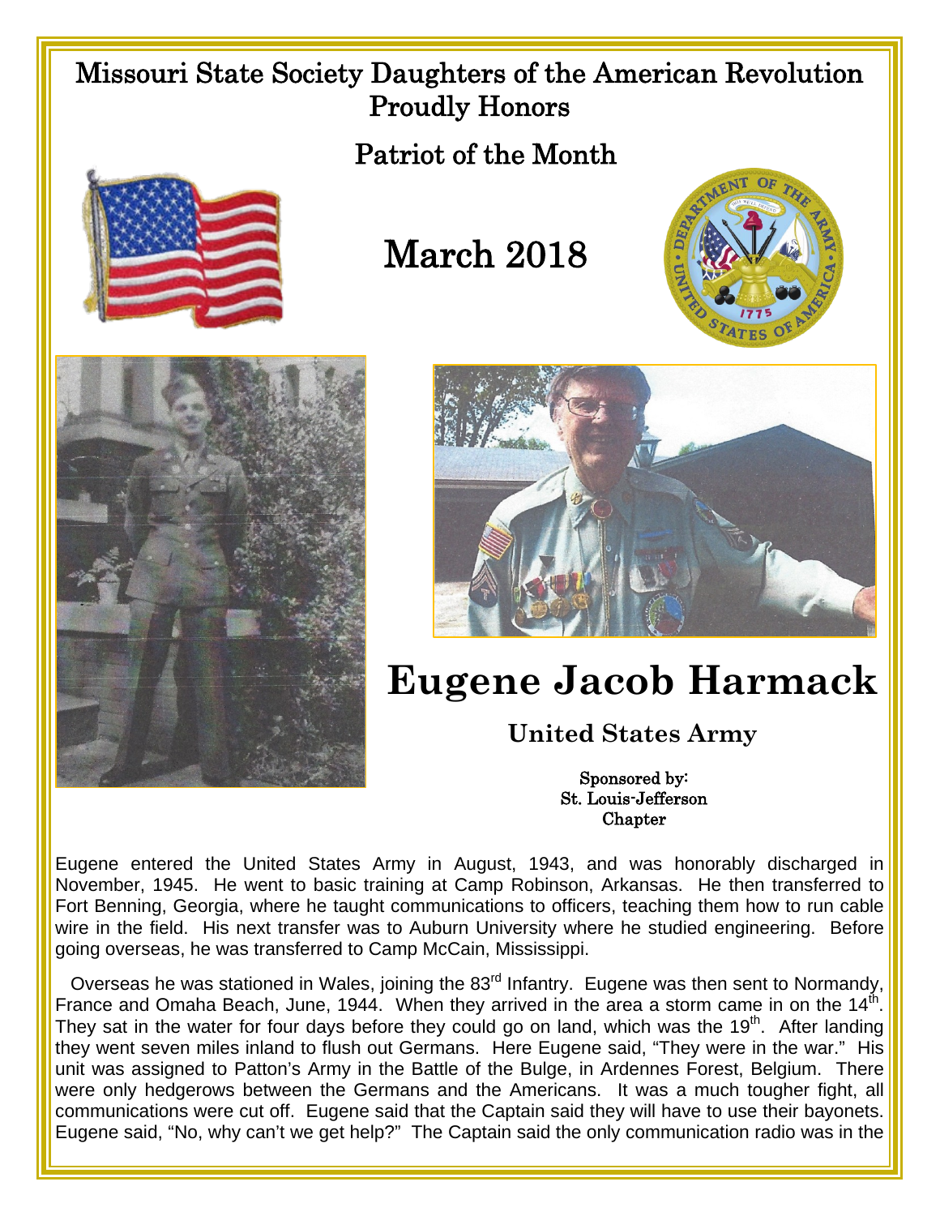# Missouri State Society Daughters of the American Revolution Proudly Honors

## Patriot of the Month

## March 2018

# Eugene Jacob Harmack

### United States Army

Sponsored by:
St. Louis-Jefferson
Chapter

Eugene entered the United States Army in August, 1943, and was honorably discharged in November, 1945. He went to basic training at Camp Robinson, Arkansas. He then transferred to Fort Benning, Georgia, where he taught communications to officers, teaching them how to run cable wire in the field. His next transfer was to Auburn University where he studied engineering. Before going overseas, he was transferred to Camp McCain, Mississippi.

Overseas he was stationed in Wales, joining the 83rd Infantry. Eugene was then sent to Normandy, France and Omaha Beach, June, 1944. When they arrived in the area a storm came in on the 14th. They sat in the water for four days before they could go on land, which was the 19th. After landing they went seven miles inland to flush out Germans. Here Eugene said, "They were in the war." His unit was assigned to Patton's Army in the Battle of the Bulge, in Ardennes Forest, Belgium. There were only hedgerows between the Germans and the Americans. It was a much tougher fight, all communications were cut off. Eugene said that the Captain said they will have to use their bayonets. Eugene said, "No, why can't we get help?" The Captain said the only communication radio was in the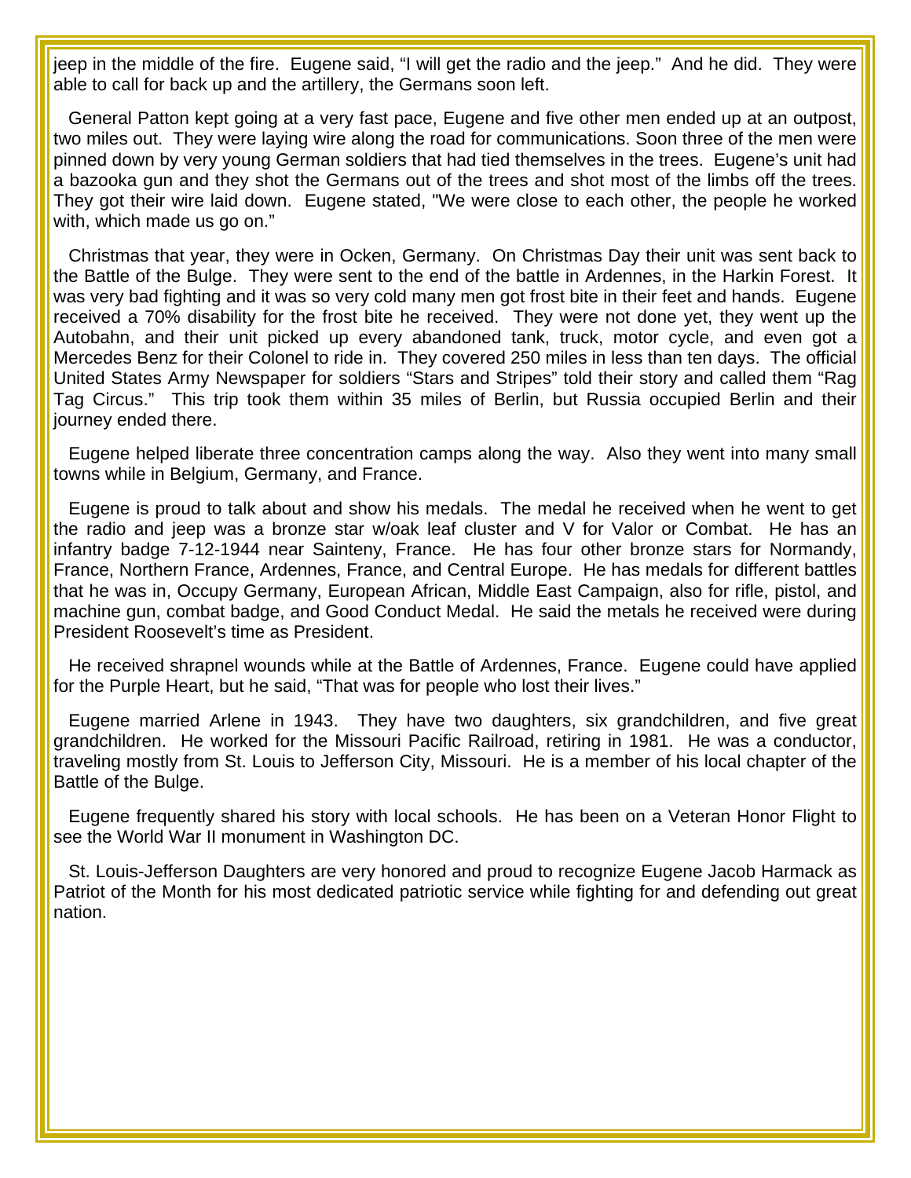jeep in the middle of the fire. Eugene said, "I will get the radio and the jeep." And he did. They were able to call for back up and the artillery, the Germans soon left.

General Patton kept going at a very fast pace, Eugene and five other men ended up at an outpost, two miles out. They were laying wire along the road for communications. Soon three of the men were pinned down by very young German soldiers that had tied themselves in the trees. Eugene's unit had a bazooka gun and they shot the Germans out of the trees and shot most of the limbs off the trees. They got their wire laid down. Eugene stated, "We were close to each other, the people he worked with, which made us go on."

Christmas that year, they were in Ocken, Germany. On Christmas Day their unit was sent back to the Battle of the Bulge. They were sent to the end of the battle in Ardennes, in the Harkin Forest. It was very bad fighting and it was so very cold many men got frost bite in their feet and hands. Eugene received a 70% disability for the frost bite he received. They were not done yet, they went up the Autobahn, and their unit picked up every abandoned tank, truck, motor cycle, and even got a Mercedes Benz for their Colonel to ride in. They covered 250 miles in less than ten days. The official United States Army Newspaper for soldiers "Stars and Stripes" told their story and called them "Rag Tag Circus." This trip took them within 35 miles of Berlin, but Russia occupied Berlin and their journey ended there.

Eugene helped liberate three concentration camps along the way. Also they went into many small towns while in Belgium, Germany, and France.

Eugene is proud to talk about and show his medals. The medal he received when he went to get the radio and jeep was a bronze star w/oak leaf cluster and V for Valor or Combat. He has an infantry badge 7-12-1944 near Sainteny, France. He has four other bronze stars for Normandy, France, Northern France, Ardennes, France, and Central Europe. He has medals for different battles that he was in, Occupy Germany, European African, Middle East Campaign, also for rifle, pistol, and machine gun, combat badge, and Good Conduct Medal. He said the metals he received were during President Roosevelt's time as President.

He received shrapnel wounds while at the Battle of Ardennes, France. Eugene could have applied for the Purple Heart, but he said, "That was for people who lost their lives."

Eugene married Arlene in 1943. They have two daughters, six grandchildren, and five great grandchildren. He worked for the Missouri Pacific Railroad, retiring in 1981. He was a conductor, traveling mostly from St. Louis to Jefferson City, Missouri. He is a member of his local chapter of the Battle of the Bulge.

Eugene frequently shared his story with local schools. He has been on a Veteran Honor Flight to see the World War II monument in Washington DC.

St. Louis-Jefferson Daughters are very honored and proud to recognize Eugene Jacob Harmack as Patriot of the Month for his most dedicated patriotic service while fighting for and defending out great nation.